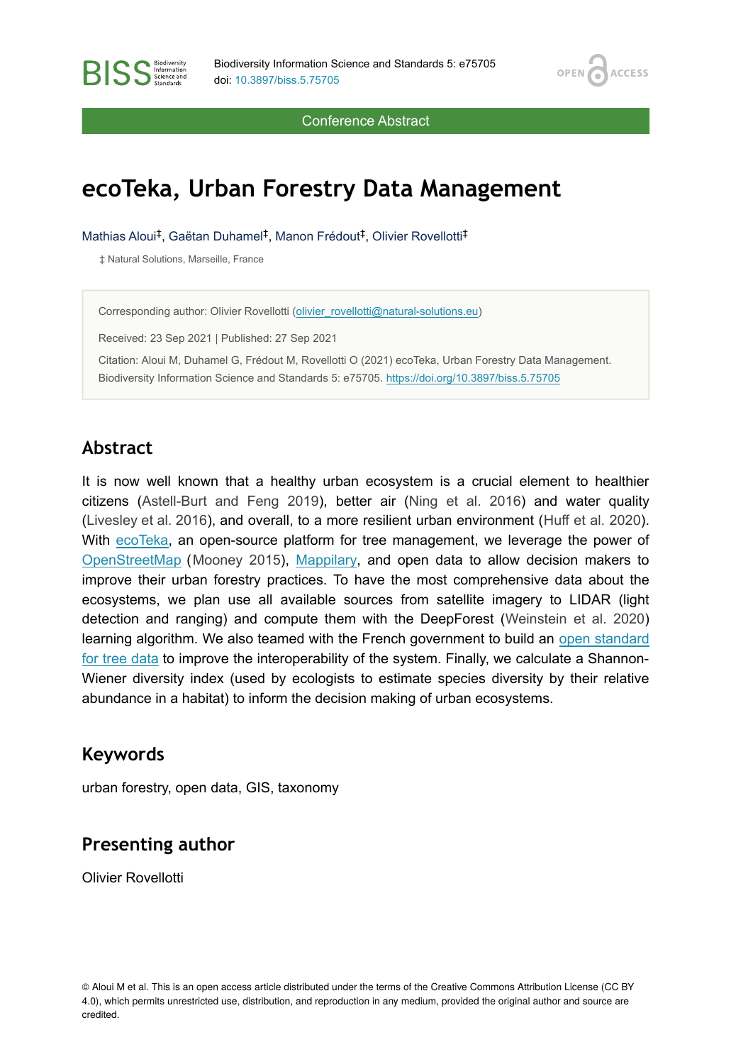Conference Abstract

# ecoTeka, Urban Forestry Data Management

Mathias Aloui[‡], Gaëtan Duhamel[‡], Manon Frédout[‡], Olivier Rovellotti[‡]

‡ Natural Solutions, Marseille, France

Corresponding author: Olivier Rovellotti (olivier_rovellotti@natural-solutions.eu)

Received: 23 Sep 2021 | Published: 27 Sep 2021

Citation: Aloui M, Duhamel G, Frédout M, Rovellotti O (2021) ecoTeka, Urban Forestry Data Management. Biodiversity Information Science and Standards 5: e75705. https://doi.org/10.3897/biss.5.75705

## Abstract

It is now well known that a healthy urban ecosystem is a crucial element to healthier citizens (Astell-Burt and Feng 2019), better air (Ning et al. 2016) and water quality (Livesley et al. 2016), and overall, to a more resilient urban environment (Huff et al. 2020). With ecoTeka, an open-source platform for tree management, we leverage the power of OpenStreetMap (Mooney 2015), Mappilary, and open data to allow decision makers to improve their urban forestry practices. To have the most comprehensive data about the ecosystems, we plan use all available sources from satellite imagery to LIDAR (light detection and ranging) and compute them with the DeepForest (Weinstein et al. 2020) learning algorithm. We also teamed with the French government to build an open standard for tree data to improve the interoperability of the system. Finally, we calculate a Shannon-Wiener diversity index (used by ecologists to estimate species diversity by their relative abundance in a habitat) to inform the decision making of urban ecosystems.

## Keywords

urban forestry, open data, GIS, taxonomy

## Presenting author

Olivier Rovellotti

© Aloui M et al. This is an open access article distributed under the terms of the Creative Commons Attribution License (CC BY 4.0), which permits unrestricted use, distribution, and reproduction in any medium, provided the original author and source are credited.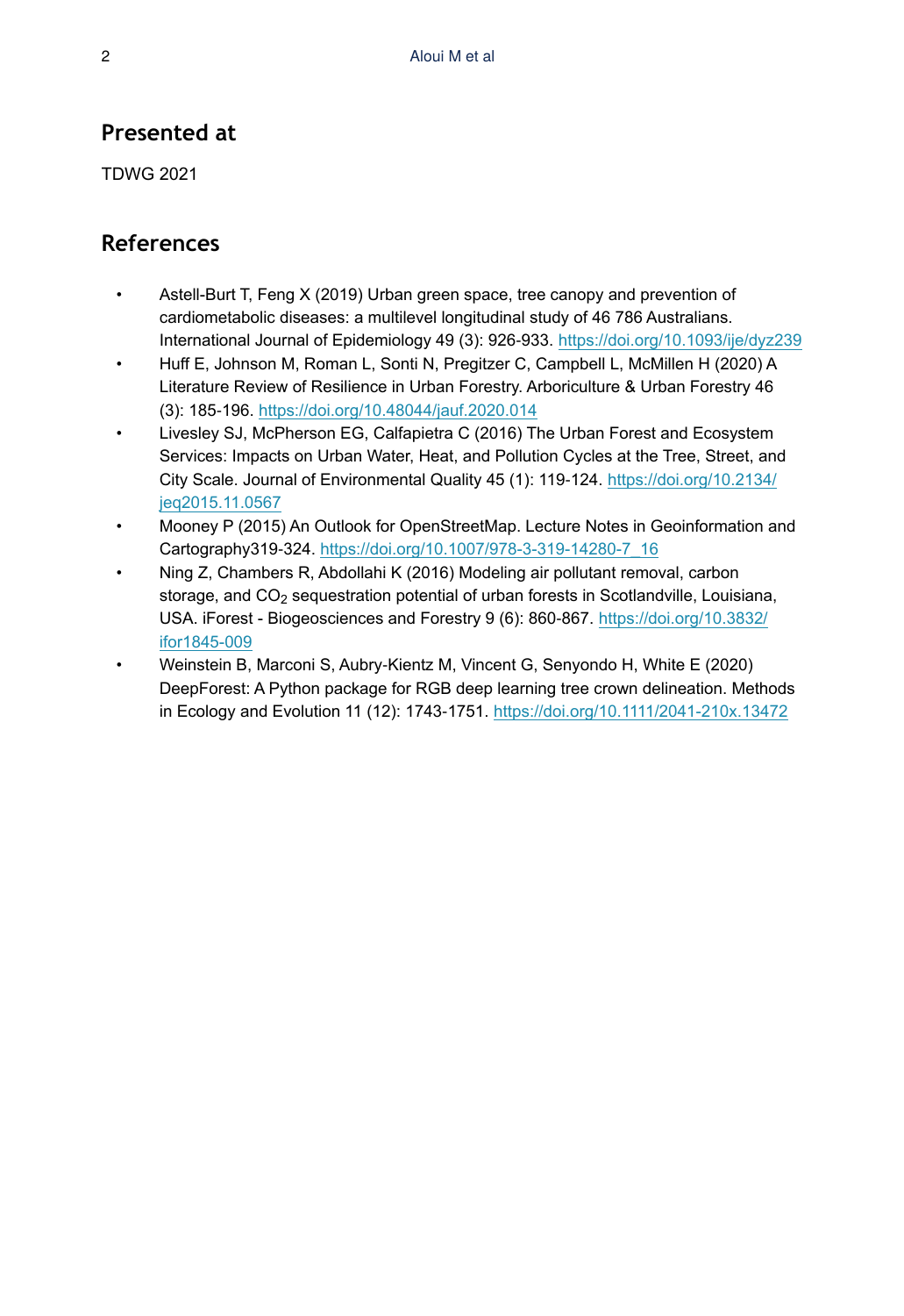## Presented at

TDWG 2021

## References

- Astell-Burt T, Feng X (2019) Urban green space, tree canopy and prevention of cardiometabolic diseases: a multilevel longitudinal study of 46 786 Australians. International Journal of Epidemiology 49 (3): 926-933. https://doi.org/10.1093/ije/dyz239
- Huff E, Johnson M, Roman L, Sonti N, Pregitzer C, Campbell L, McMillen H (2020) A Literature Review of Resilience in Urban Forestry. Arboriculture & Urban Forestry 46 (3): 185-196. https://doi.org/10.48044/jauf.2020.014
- Livesley SJ, McPherson EG, Calfapietra C (2016) The Urban Forest and Ecosystem Services: Impacts on Urban Water, Heat, and Pollution Cycles at the Tree, Street, and City Scale. Journal of Environmental Quality 45 (1): 119-124. https://doi.org/10.2134/jeq2015.11.0567
- Mooney P (2015) An Outlook for OpenStreetMap. Lecture Notes in Geoinformation and Cartography319-324. https://doi.org/10.1007/978-3-319-14280-7_16
- Ning Z, Chambers R, Abdollahi K (2016) Modeling air pollutant removal, carbon storage, and $CO_2$ sequestration potential of urban forests in Scotlandville, Louisiana, USA. iForest - Biogeosciences and Forestry 9 (6): 860-867. https://doi.org/10.3832/ifor1845-009
- Weinstein B, Marconi S, Aubry-Kientz M, Vincent G, Senyondo H, White E (2020) DeepForest: A Python package for RGB deep learning tree crown delineation. Methods in Ecology and Evolution 11 (12): 1743-1751. https://doi.org/10.1111/2041-210x.13472